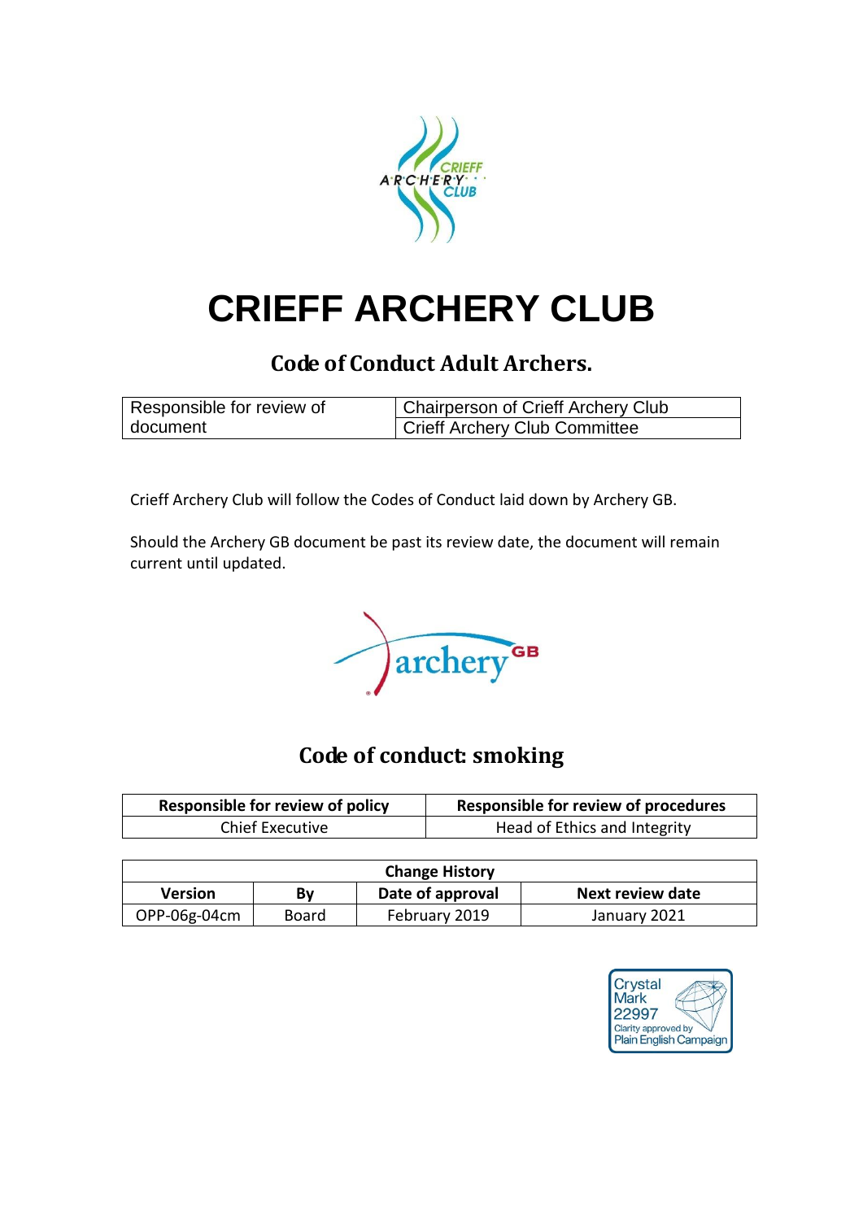# CRIEFF ARCHERY CLUB

## Code of Conduct Adult Archers.

| Responsible for review of document | Chairperson of Crieff Archery Club |
|---|---|
| | Crieff Archery Club Committee |

Crieff Archery Club will follow the Codes of Conduct laid down by Archery GB.

Should the Archery GB document be past its review date, the document will remain current until updated.

## Code of conduct: smoking

| Responsible for review of policy | Responsible for review of procedures |
|---|---|
| Chief Executive | Head of Ethics and Integrity |

| Change History | | | |
|---|---|---|---|
| **Version** | **By** | **Date of approval** | **Next review date** |
| OPP-06g-04cm | Board | February 2019 | January 2021 |

Crystal Mark 22997 Clarity approved by Plain English Campaign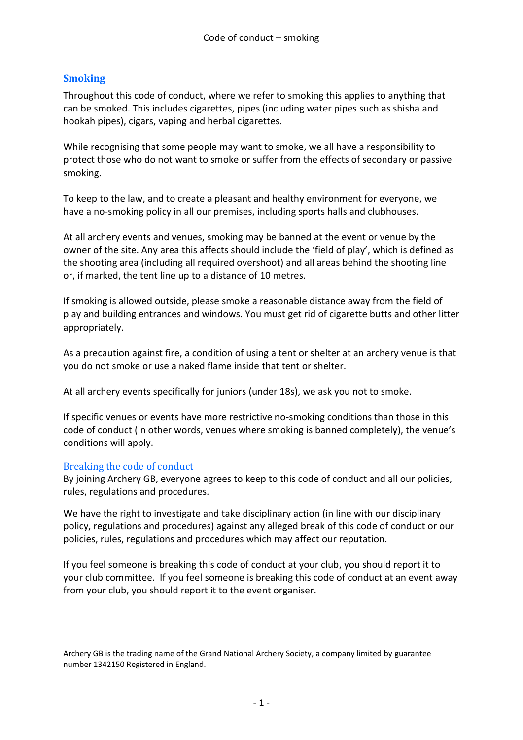## Smoking

Throughout this code of conduct, where we refer to smoking this applies to anything that can be smoked. This includes cigarettes, pipes (including water pipes such as shisha and hookah pipes), cigars, vaping and herbal cigarettes.

While recognising that some people may want to smoke, we all have a responsibility to protect those who do not want to smoke or suffer from the effects of secondary or passive smoking.

To keep to the law, and to create a pleasant and healthy environment for everyone, we have a no-smoking policy in all our premises, including sports halls and clubhouses.

At all archery events and venues, smoking may be banned at the event or venue by the owner of the site. Any area this affects should include the 'field of play', which is defined as the shooting area (including all required overshoot) and all areas behind the shooting line or, if marked, the tent line up to a distance of 10 metres.

If smoking is allowed outside, please smoke a reasonable distance away from the field of play and building entrances and windows. You must get rid of cigarette butts and other litter appropriately.

As a precaution against fire, a condition of using a tent or shelter at an archery venue is that you do not smoke or use a naked flame inside that tent or shelter.

At all archery events specifically for juniors (under 18s), we ask you not to smoke.

If specific venues or events have more restrictive no-smoking conditions than those in this code of conduct (in other words, venues where smoking is banned completely), the venue's conditions will apply.

### Breaking the code of conduct

By joining Archery GB, everyone agrees to keep to this code of conduct and all our policies, rules, regulations and procedures.

We have the right to investigate and take disciplinary action (in line with our disciplinary policy, regulations and procedures) against any alleged break of this code of conduct or our policies, rules, regulations and procedures which may affect our reputation.

If you feel someone is breaking this code of conduct at your club, you should report it to your club committee. If you feel someone is breaking this code of conduct at an event away from your club, you should report it to the event organiser.

Archery GB is the trading name of the Grand National Archery Society, a company limited by guarantee number 1342150 Registered in England.